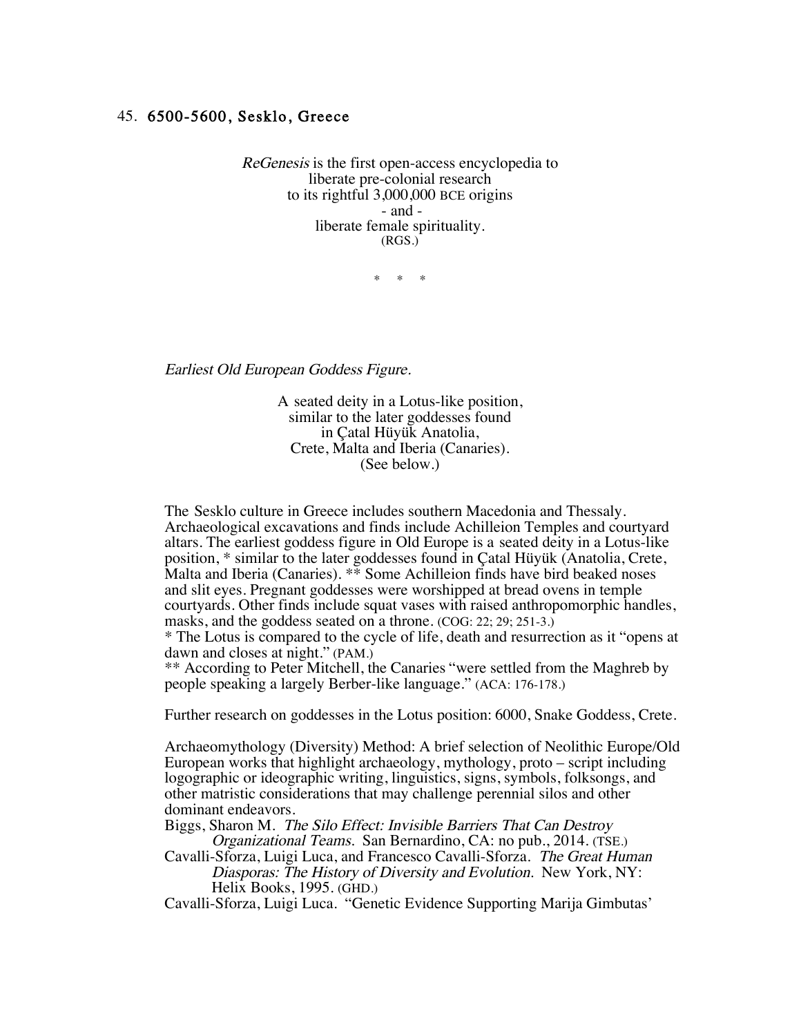## 45. 6500-5600, Sesklo, Greece

*ReGenesis* is the first open-access encyclopedia to
liberate pre-colonial research
to its rightful 3,000,000 BCE origins
- and -
liberate female spirituality.
(RGS.)

\* \* \*

*Earliest Old European Goddess Figure.*

A seated deity in a Lotus-like position,
similar to the later goddesses found
in Çatal Hüyük Anatolia,
Crete, Malta and Iberia (Canaries).
(See below.)

The Sesklo culture in Greece includes southern Macedonia and Thessaly. Archaeological excavations and finds include Achilleion Temples and courtyard altars. The earliest goddess figure in Old Europe is a seated deity in a Lotus-like position, * similar to the later goddesses found in Çatal Hüyük (Anatolia, Crete, Malta and Iberia (Canaries). ** Some Achilleion finds have bird beaked noses and slit eyes. Pregnant goddesses were worshipped at bread ovens in temple courtyards. Other finds include squat vases with raised anthropomorphic handles, masks, and the goddess seated on a throne. (COG: 22; 29; 251-3.)

\* The Lotus is compared to the cycle of life, death and resurrection as it "opens at dawn and closes at night." (PAM.)

\*\* According to Peter Mitchell, the Canaries "were settled from the Maghreb by people speaking a largely Berber-like language." (ACA: 176-178.)

Further research on goddesses in the Lotus position: 6000, Snake Goddess, Crete.

Archaeomythology (Diversity) Method: A brief selection of Neolithic Europe/Old European works that highlight archaeology, mythology, proto – script including logographic or ideographic writing, linguistics, signs, symbols, folksongs, and other matristic considerations that may challenge perennial silos and other dominant endeavors.

Biggs, Sharon M. *The Silo Effect: Invisible Barriers That Can Destroy Organizational Teams.* San Bernardino, CA: no pub., 2014. (TSE.)

Cavalli-Sforza, Luigi Luca, and Francesco Cavalli-Sforza. *The Great Human Diasporas: The History of Diversity and Evolution.* New York, NY: Helix Books, 1995. (GHD.)

Cavalli-Sforza, Luigi Luca. "Genetic Evidence Supporting Marija Gimbutas'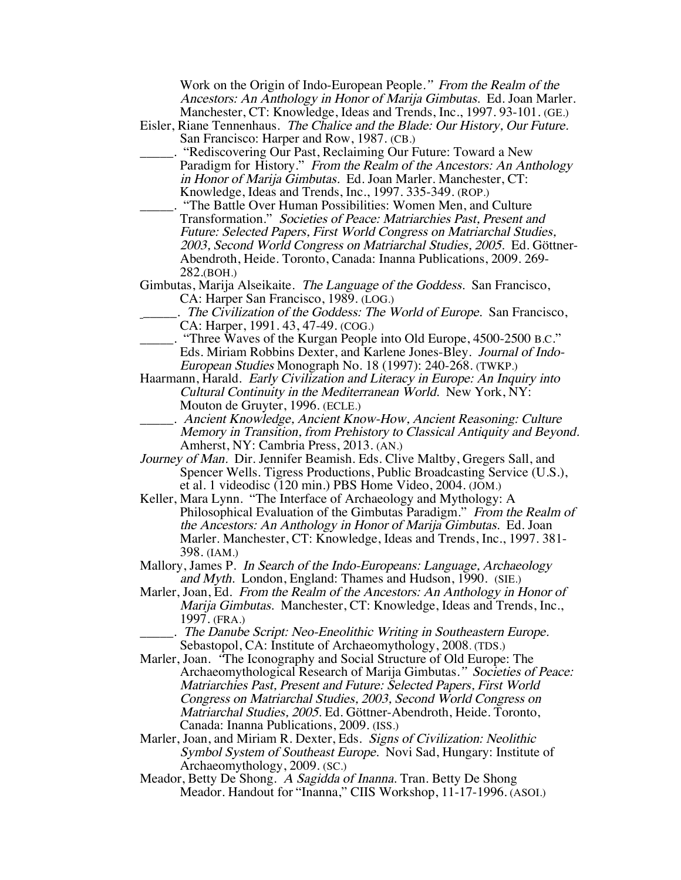Work on the Origin of Indo-European People." *From the Realm of the Ancestors: An Anthology in Honor of Marija Gimbutas.* Ed. Joan Marler. Manchester, CT: Knowledge, Ideas and Trends, Inc., 1997. 93-101. (GE.)

Eisler, Riane Tennenhaus. *The Chalice and the Blade: Our History, Our Future.* San Francisco: Harper and Row, 1987. (CB.)

_____. "Rediscovering Our Past, Reclaiming Our Future: Toward a New Paradigm for History." *From the Realm of the Ancestors: An Anthology in Honor of Marija Gimbutas.* Ed. Joan Marler. Manchester, CT: Knowledge, Ideas and Trends, Inc., 1997. 335-349. (ROP.)

_____. "The Battle Over Human Possibilities: Women Men, and Culture Transformation." *Societies of Peace: Matriarchies Past, Present and Future: Selected Papers, First World Congress on Matriarchal Studies, 2003, Second World Congress on Matriarchal Studies, 2005.* Ed. Göttner-Abendroth, Heide. Toronto, Canada: Inanna Publications, 2009. 269-282.(BOH.)

Gimbutas, Marija Alseikaite. *The Language of the Goddess.* San Francisco, CA: Harper San Francisco, 1989. (LOG.)

_____. *The Civilization of the Goddess: The World of Europe.* San Francisco, CA: Harper, 1991. 43, 47-49. (COG.)

_____. "Three Waves of the Kurgan People into Old Europe, 4500-2500 B.C." Eds. Miriam Robbins Dexter, and Karlene Jones-Bley. *Journal of Indo-European Studies* Monograph No. 18 (1997): 240-268. (TWKP.)

Haarmann, Harald. *Early Civilization and Literacy in Europe: An Inquiry into Cultural Continuity in the Mediterranean World.* New York, NY: Mouton de Gruyter, 1996. (ECLE.)

_____. *Ancient Knowledge, Ancient Know-How, Ancient Reasoning: Culture Memory in Transition, from Prehistory to Classical Antiquity and Beyond.* Amherst, NY: Cambria Press, 2013. (AN.)

*Journey of Man.* Dir. Jennifer Beamish. Eds. Clive Maltby, Gregers Sall, and Spencer Wells. Tigress Productions, Public Broadcasting Service (U.S.), et al. 1 videodisc (120 min.) PBS Home Video, 2004. (JOM.)

Keller, Mara Lynn. "The Interface of Archaeology and Mythology: A Philosophical Evaluation of the Gimbutas Paradigm." *From the Realm of the Ancestors: An Anthology in Honor of Marija Gimbutas.* Ed. Joan Marler. Manchester, CT: Knowledge, Ideas and Trends, Inc., 1997. 381-398. (IAM.)

Mallory, James P. *In Search of the Indo-Europeans: Language, Archaeology and Myth.* London, England: Thames and Hudson, 1990. (SIE.)

Marler, Joan, Ed. *From the Realm of the Ancestors: An Anthology in Honor of Marija Gimbutas.* Manchester, CT: Knowledge, Ideas and Trends, Inc., 1997. (FRA.)

_____. *The Danube Script: Neo-Eneolithic Writing in Southeastern Europe.* Sebastopol, CA: Institute of Archaeomythology, 2008. (TDS.)

Marler, Joan. "The Iconography and Social Structure of Old Europe: The Archaeomythological Research of Marija Gimbutas." *Societies of Peace: Matriarchies Past, Present and Future: Selected Papers, First World Congress on Matriarchal Studies, 2003, Second World Congress on Matriarchal Studies, 2005.* Ed. Göttner-Abendroth, Heide. Toronto, Canada: Inanna Publications, 2009. (ISS.)

Marler, Joan, and Miriam R. Dexter, Eds. *Signs of Civilization: Neolithic Symbol System of Southeast Europe.* Novi Sad, Hungary: Institute of Archaeomythology, 2009. (SC.)

Meador, Betty De Shong. *A Sagidda of Inanna.* Tran. Betty De Shong Meador. Handout for "Inanna," CIIS Workshop, 11-17-1996. (ASOI.)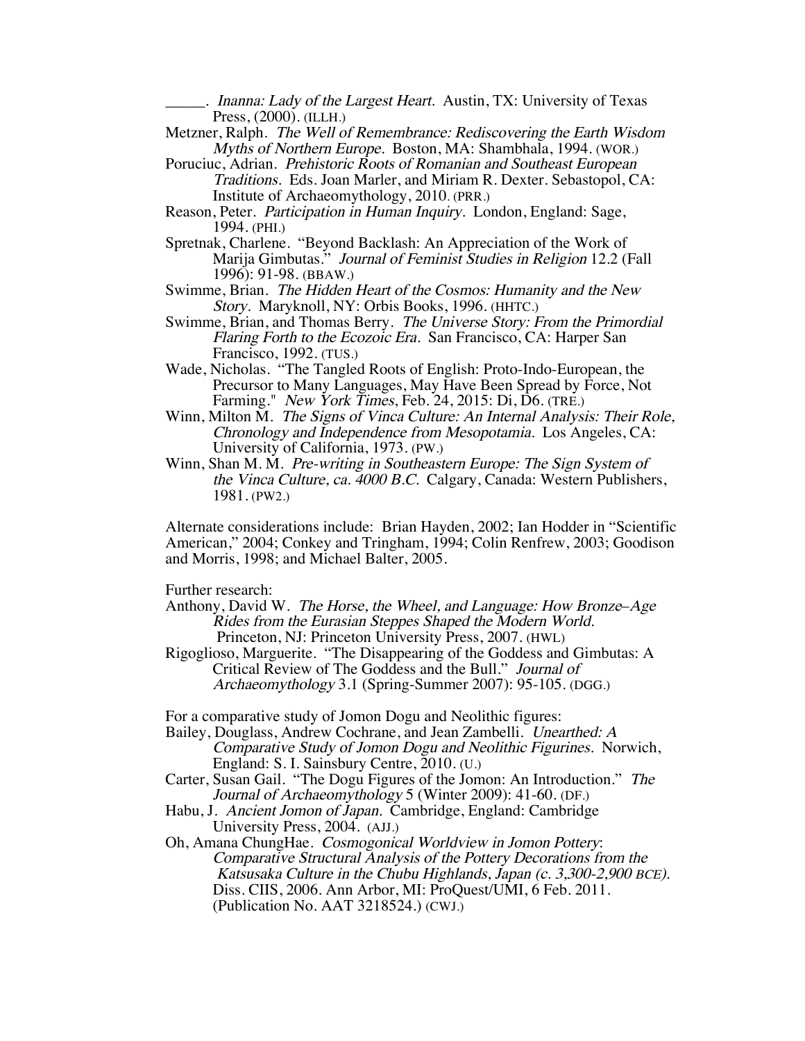_____. *Inanna: Lady of the Largest Heart.* Austin, TX: University of Texas Press, (2000). (ILLH.)

Metzner, Ralph. *The Well of Remembrance: Rediscovering the Earth Wisdom Myths of Northern Europe.* Boston, MA: Shambhala, 1994. (WOR.)

Poruciuc, Adrian. *Prehistoric Roots of Romanian and Southeast European Traditions.* Eds. Joan Marler, and Miriam R. Dexter. Sebastopol, CA: Institute of Archaeomythology, 2010. (PRR.)

Reason, Peter. *Participation in Human Inquiry.* London, England: Sage, 1994. (PHI.)

Spretnak, Charlene. "Beyond Backlash: An Appreciation of the Work of Marija Gimbutas." *Journal of Feminist Studies in Religion* 12.2 (Fall 1996): 91-98. (BBAW.)

Swimme, Brian. *The Hidden Heart of the Cosmos: Humanity and the New Story.* Maryknoll, NY: Orbis Books, 1996. (HHTC.)

Swimme, Brian, and Thomas Berry. *The Universe Story: From the Primordial Flaring Forth to the Ecozoic Era.* San Francisco, CA: Harper San Francisco, 1992. (TUS.)

Wade, Nicholas. "The Tangled Roots of English: Proto-Indo-European, the Precursor to Many Languages, May Have Been Spread by Force, Not Farming." *New York Times*, Feb. 24, 2015: Di, D6. (TRE.)

Winn, Milton M. *The Signs of Vinca Culture: An Internal Analysis: Their Role, Chronology and Independence from Mesopotamia.* Los Angeles, CA: University of California, 1973. (PW.)

Winn, Shan M. M. *Pre-writing in Southeastern Europe: The Sign System of the Vinca Culture, ca. 4000 B.C.* Calgary, Canada: Western Publishers, 1981. (PW2.)

Alternate considerations include: Brian Hayden, 2002; Ian Hodder in "Scientific American," 2004; Conkey and Tringham, 1994; Colin Renfrew, 2003; Goodison and Morris, 1998; and Michael Balter, 2005.

Further research:

Anthony, David W. *The Horse, the Wheel, and Language: How Bronze–Age Rides from the Eurasian Steppes Shaped the Modern World.* Princeton, NJ: Princeton University Press, 2007. (HWL)

Rigoglioso, Marguerite. "The Disappearing of the Goddess and Gimbutas: A Critical Review of The Goddess and the Bull." *Journal of Archaeomythology* 3.1 (Spring-Summer 2007): 95-105. (DGG.)

For a comparative study of Jomon Dogu and Neolithic figures:

Bailey, Douglass, Andrew Cochrane, and Jean Zambelli. *Unearthed: A Comparative Study of Jomon Dogu and Neolithic Figurines.* Norwich, England: S. I. Sainsbury Centre, 2010. (U.)

Carter, Susan Gail. "The Dogu Figures of the Jomon: An Introduction." *The Journal of Archaeomythology* 5 (Winter 2009): 41-60. (DF.)

Habu, J. *Ancient Jomon of Japan.* Cambridge, England: Cambridge University Press, 2004. (AJJ.)

Oh, Amana ChungHae. *Cosmogonical Worldview in Jomon Pottery: Comparative Structural Analysis of the Pottery Decorations from the Katsusaka Culture in the Chubu Highlands, Japan (c. 3,300-2,900 BCE).* Diss. CIIS, 2006. Ann Arbor, MI: ProQuest/UMI, 6 Feb. 2011. (Publication No. AAT 3218524.) (CWJ.)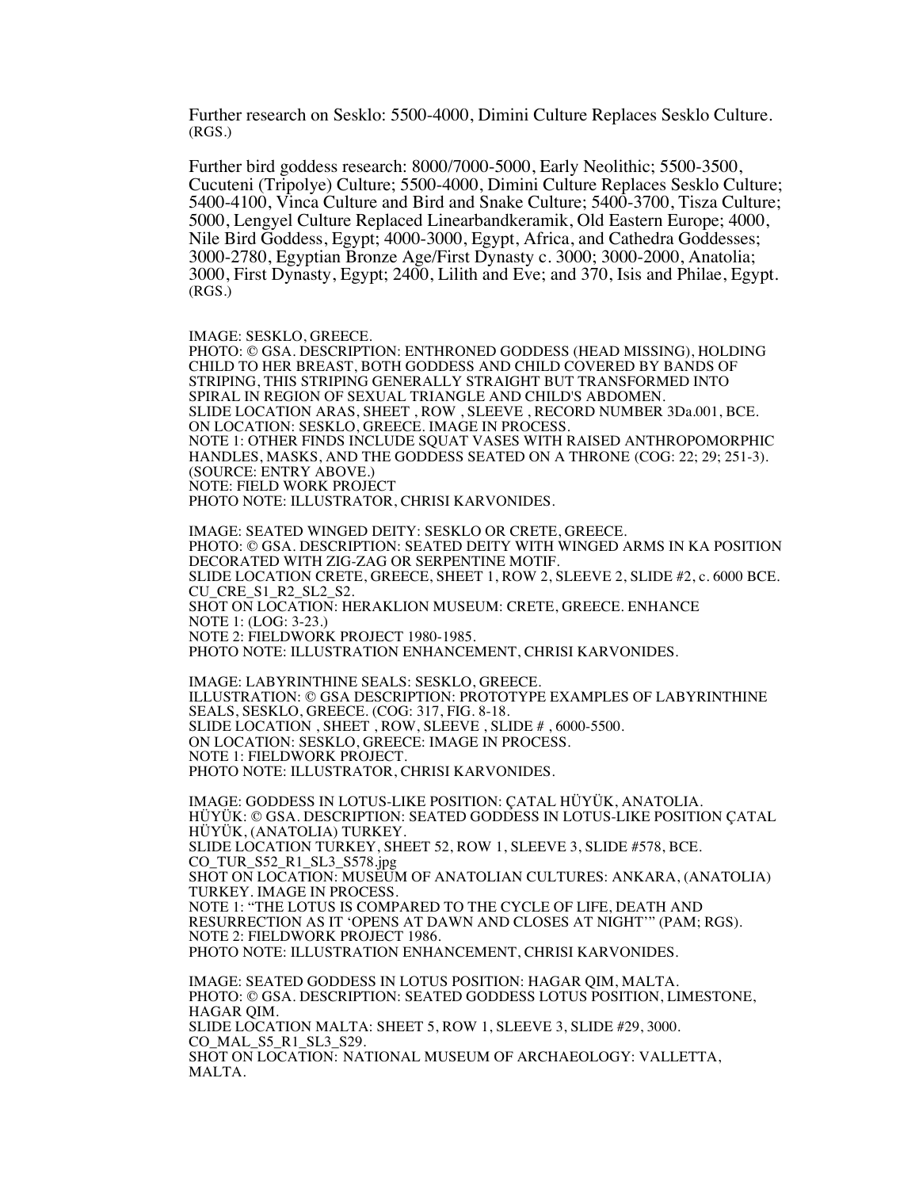Further research on Sesklo: 5500-4000, Dimini Culture Replaces Sesklo Culture. (RGS.)

Further bird goddess research: 8000/7000-5000, Early Neolithic; 5500-3500, Cucuteni (Tripolye) Culture; 5500-4000, Dimini Culture Replaces Sesklo Culture; 5400-4100, Vinca Culture and Bird and Snake Culture; 5400-3700, Tisza Culture; 5000, Lengyel Culture Replaced Linearbandkeramik, Old Eastern Europe; 4000, Nile Bird Goddess, Egypt; 4000-3000, Egypt, Africa, and Cathedra Goddesses; 3000-2780, Egyptian Bronze Age/First Dynasty c. 3000; 3000-2000, Anatolia; 3000, First Dynasty, Egypt; 2400, Lilith and Eve; and 370, Isis and Philae, Egypt. (RGS.)

IMAGE: SESKLO, GREECE.
PHOTO: © GSA. DESCRIPTION: ENTHRONED GODDESS (HEAD MISSING), HOLDING CHILD TO HER BREAST, BOTH GODDESS AND CHILD COVERED BY BANDS OF STRIPING, THIS STRIPING GENERALLY STRAIGHT BUT TRANSFORMED INTO SPIRAL IN REGION OF SEXUAL TRIANGLE AND CHILD'S ABDOMEN.
SLIDE LOCATION ARAS, SHEET , ROW , SLEEVE , RECORD NUMBER 3Da.001, BCE.
ON LOCATION: SESKLO, GREECE. IMAGE IN PROCESS.
NOTE 1: OTHER FINDS INCLUDE SQUAT VASES WITH RAISED ANTHROPOMORPHIC HANDLES, MASKS, AND THE GODDESS SEATED ON A THRONE (COG: 22; 29; 251-3). (SOURCE: ENTRY ABOVE.)
NOTE: FIELD WORK PROJECT
PHOTO NOTE: ILLUSTRATOR, CHRISI KARVONIDES.

IMAGE: SEATED WINGED DEITY: SESKLO OR CRETE, GREECE.
PHOTO: © GSA. DESCRIPTION: SEATED DEITY WITH WINGED ARMS IN KA POSITION DECORATED WITH ZIG-ZAG OR SERPENTINE MOTIF.
SLIDE LOCATION CRETE, GREECE, SHEET 1, ROW 2, SLEEVE 2, SLIDE #2, c. 6000 BCE.
CU_CRE_S1_R2_SL2_S2.
SHOT ON LOCATION: HERAKLION MUSEUM: CRETE, GREECE. ENHANCE
NOTE 1: (LOG: 3-23.)
NOTE 2: FIELDWORK PROJECT 1980-1985.
PHOTO NOTE: ILLUSTRATION ENHANCEMENT, CHRISI KARVONIDES.

IMAGE: LABYRINTHINE SEALS: SESKLO, GREECE.
ILLUSTRATION: © GSA DESCRIPTION: PROTOTYPE EXAMPLES OF LABYRINTHINE SEALS, SESKLO, GREECE. (COG: 317, FIG. 8-18.
SLIDE LOCATION , SHEET , ROW, SLEEVE , SLIDE # , 6000-5500.
ON LOCATION: SESKLO, GREECE: IMAGE IN PROCESS.
NOTE 1: FIELDWORK PROJECT.
PHOTO NOTE: ILLUSTRATOR, CHRISI KARVONIDES.

IMAGE: GODDESS IN LOTUS-LIKE POSITION: ÇATAL HÜYÜK, ANATOLIA.
HÜYÜK: © GSA. DESCRIPTION: SEATED GODDESS IN LOTUS-LIKE POSITION ÇATAL HÜYÜK, (ANATOLIA) TURKEY.
SLIDE LOCATION TURKEY, SHEET 52, ROW 1, SLEEVE 3, SLIDE #578, BCE.
CO_TUR_S52_R1_SL3_S578.jpg
SHOT ON LOCATION: MUSEUM OF ANATOLIAN CULTURES: ANKARA, (ANATOLIA) TURKEY. IMAGE IN PROCESS.
NOTE 1: "THE LOTUS IS COMPARED TO THE CYCLE OF LIFE, DEATH AND RESURRECTION AS IT 'OPENS AT DAWN AND CLOSES AT NIGHT'" (PAM; RGS).
NOTE 2: FIELDWORK PROJECT 1986.
PHOTO NOTE: ILLUSTRATION ENHANCEMENT, CHRISI KARVONIDES.

IMAGE: SEATED GODDESS IN LOTUS POSITION: HAGAR QIM, MALTA.
PHOTO: © GSA. DESCRIPTION: SEATED GODDESS LOTUS POSITION, LIMESTONE, HAGAR QIM.
SLIDE LOCATION MALTA: SHEET 5, ROW 1, SLEEVE 3, SLIDE #29, 3000.
CO_MAL_S5_R1_SL3_S29.
SHOT ON LOCATION: NATIONAL MUSEUM OF ARCHAEOLOGY: VALLETTA, MALTA.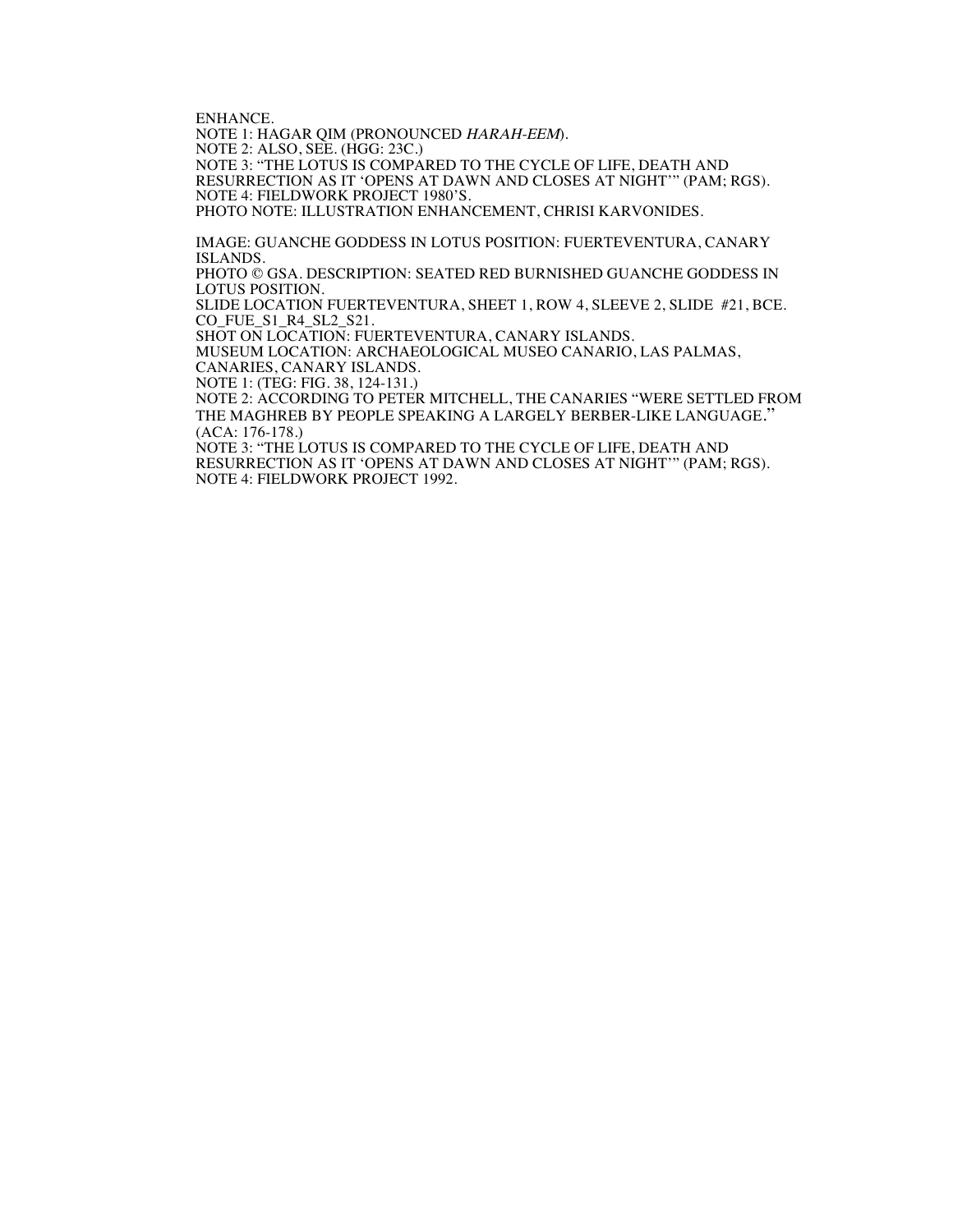ENHANCE.
NOTE 1: HAGAR QIM (PRONOUNCED *HARAH-EEM*).
NOTE 2: ALSO, SEE. (HGG: 23C.)
NOTE 3: "THE LOTUS IS COMPARED TO THE CYCLE OF LIFE, DEATH AND RESURRECTION AS IT 'OPENS AT DAWN AND CLOSES AT NIGHT'" (PAM; RGS).
NOTE 4: FIELDWORK PROJECT 1980'S.
PHOTO NOTE: ILLUSTRATION ENHANCEMENT, CHRISI KARVONIDES.

IMAGE: GUANCHE GODDESS IN LOTUS POSITION: FUERTEVENTURA, CANARY ISLANDS.
PHOTO © GSA. DESCRIPTION: SEATED RED BURNISHED GUANCHE GODDESS IN LOTUS POSITION.
SLIDE LOCATION FUERTEVENTURA, SHEET 1, ROW 4, SLEEVE 2, SLIDE #21, BCE.
CO_FUE_S1_R4_SL2_S21.
SHOT ON LOCATION: FUERTEVENTURA, CANARY ISLANDS.
MUSEUM LOCATION: ARCHAEOLOGICAL MUSEO CANARIO, LAS PALMAS, CANARIES, CANARY ISLANDS.
NOTE 1: (TEG: FIG. 38, 124-131.)
NOTE 2: ACCORDING TO PETER MITCHELL, THE CANARIES "WERE SETTLED FROM THE MAGHREB BY PEOPLE SPEAKING A LARGELY BERBER-LIKE LANGUAGE." (ACA: 176-178.)
NOTE 3: "THE LOTUS IS COMPARED TO THE CYCLE OF LIFE, DEATH AND RESURRECTION AS IT 'OPENS AT DAWN AND CLOSES AT NIGHT'" (PAM; RGS).
NOTE 4: FIELDWORK PROJECT 1992.